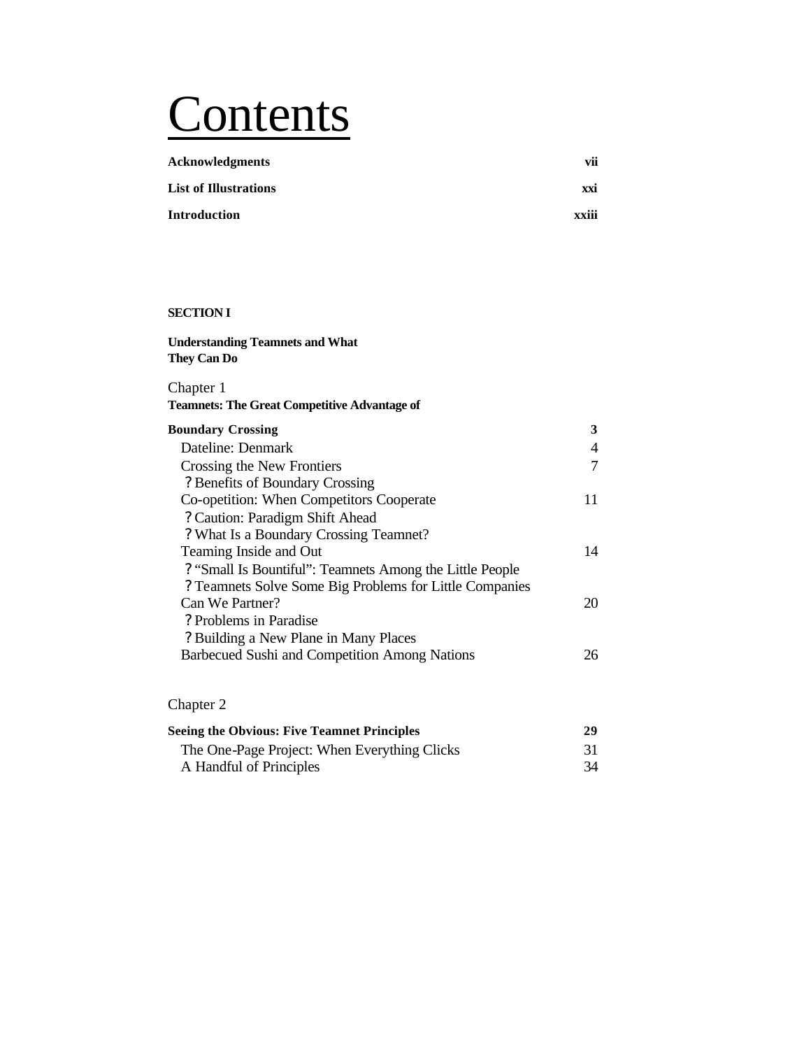# Contents

**Acknowledgments** **vii**

**List of Illustrations** **xxi**

**Introduction** **xxiii**

**SECTION I**

**Understanding Teamnets and What They Can Do**

Chapter 1
**Teamnets: The Great Competitive Advantage of Boundary Crossing** **3**

- Dateline: Denmark 4
- Crossing the New Frontiers 7
  - ? Benefits of Boundary Crossing
- Co-opetition: When Competitors Cooperate 11
  - ? Caution: Paradigm Shift Ahead
  - ? What Is a Boundary Crossing Teamnet?
- Teaming Inside and Out 14
  - ? "Small Is Bountiful": Teamnets Among the Little People
  - ? Teamnets Solve Some Big Problems for Little Companies
- Can We Partner? 20
  - ? Problems in Paradise
  - ? Building a New Plane in Many Places
- Barbecued Sushi and Competition Among Nations 26

Chapter 2

**Seeing the Obvious: Five Teamnet Principles** **29**

- The One-Page Project: When Everything Clicks 31
- A Handful of Principles 34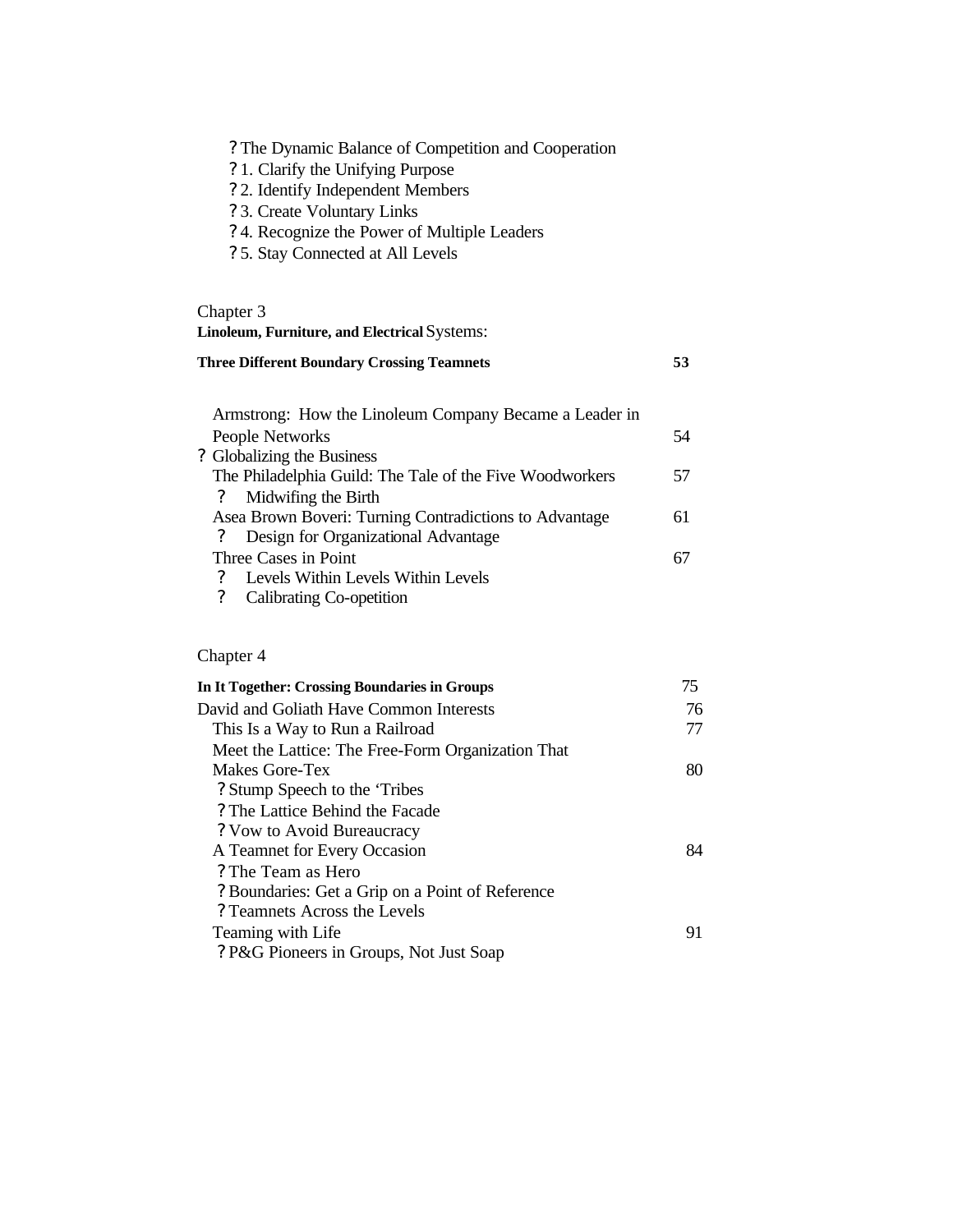- ? The Dynamic Balance of Competition and Cooperation
- ? 1. Clarify the Unifying Purpose
- ? 2. Identify Independent Members
- ? 3. Create Voluntary Links
- ? 4. Recognize the Power of Multiple Leaders
- ? 5. Stay Connected at All Levels

Chapter 3
**Linoleum, Furniture, and Electrical** Systems:

**Three Different Boundary Crossing Teamnets** **53**

Armstrong: How the Linoleum Company Became a Leader in People Networks 54
? Globalizing the Business
The Philadelphia Guild: The Tale of the Five Woodworkers 57
? Midwifing the Birth
Asea Brown Boveri: Turning Contradictions to Advantage 61
? Design for Organizational Advantage
Three Cases in Point 67
? Levels Within Levels Within Levels
? Calibrating Co-opetition

Chapter 4

**In It Together: Crossing Boundaries in Groups** 75
David and Goliath Have Common Interests 76
This Is a Way to Run a Railroad 77
Meet the Lattice: The Free-Form Organization That Makes Gore-Tex 80
? Stump Speech to the 'Tribes
? The Lattice Behind the Facade
? Vow to Avoid Bureaucracy
A Teamnet for Every Occasion 84
? The Team as Hero
? Boundaries: Get a Grip on a Point of Reference
? Teamnets Across the Levels
Teaming with Life 91
? P&G Pioneers in Groups, Not Just Soap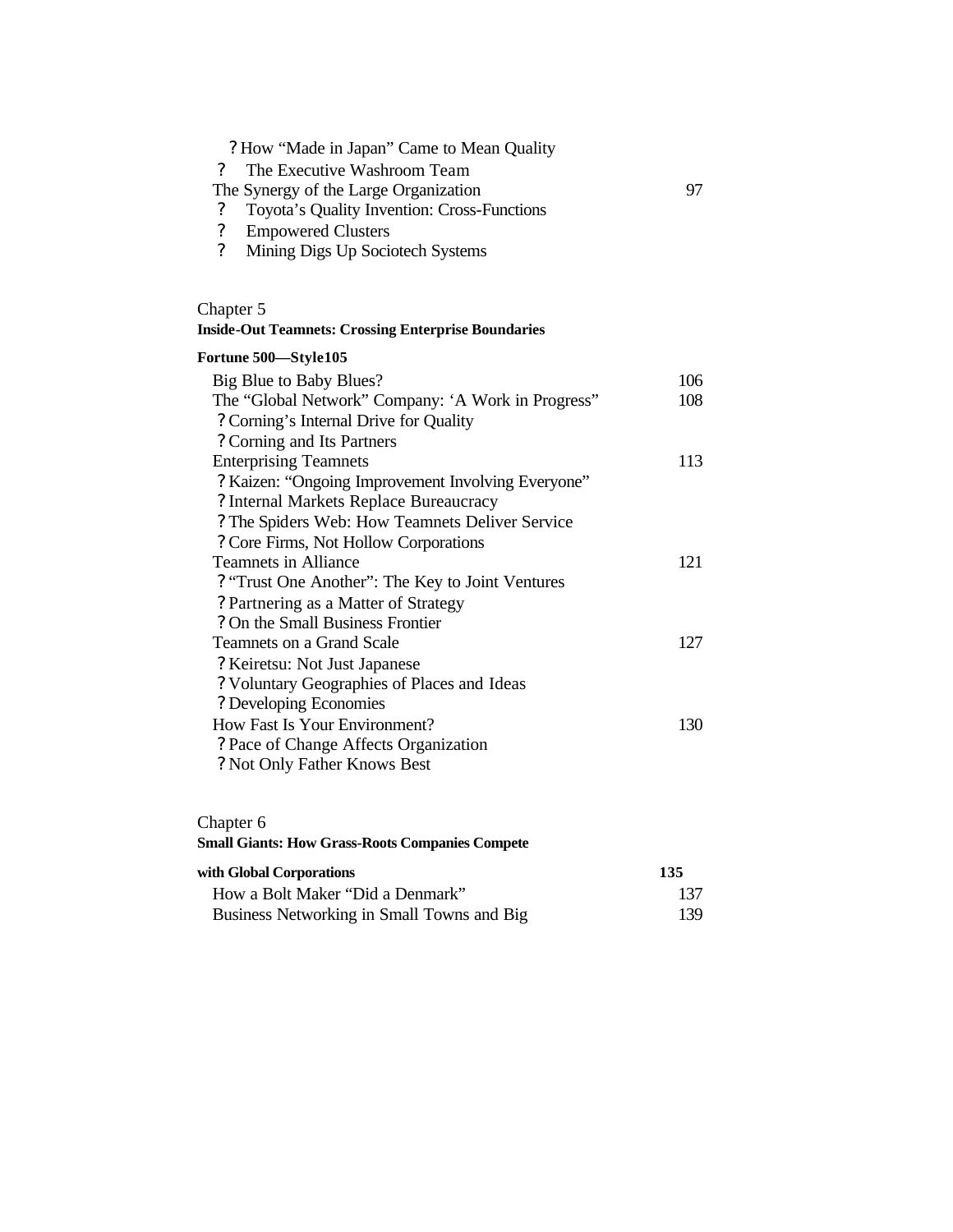? How "Made in Japan" Came to Mean Quality

? The Executive Washroom Team

The Synergy of the Large Organization 97

? Toyota's Quality Invention: Cross-Functions

? Empowered Clusters

? Mining Digs Up Sociotech Systems

Chapter 5

**Inside-Out Teamnets: Crossing Enterprise Boundaries**

**Fortune 500—Style105**

Big Blue to Baby Blues? 106

The "Global Network" Company: 'A Work in Progress" 108

? Corning's Internal Drive for Quality

? Corning and Its Partners

Enterprising Teamnets 113

? Kaizen: "Ongoing Improvement Involving Everyone"

? Internal Markets Replace Bureaucracy

? The Spiders Web: How Teamnets Deliver Service

? Core Firms, Not Hollow Corporations

Teamnets in Alliance 121

? "Trust One Another": The Key to Joint Ventures

? Partnering as a Matter of Strategy

? On the Small Business Frontier

Teamnets on a Grand Scale 127

? Keiretsu: Not Just Japanese

? Voluntary Geographies of Places and Ideas

? Developing Economies

How Fast Is Your Environment? 130

? Pace of Change Affects Organization

? Not Only Father Knows Best

Chapter 6

**Small Giants: How Grass-Roots Companies Compete**

**with Global Corporations 135**

How a Bolt Maker "Did a Denmark" 137

Business Networking in Small Towns and Big 139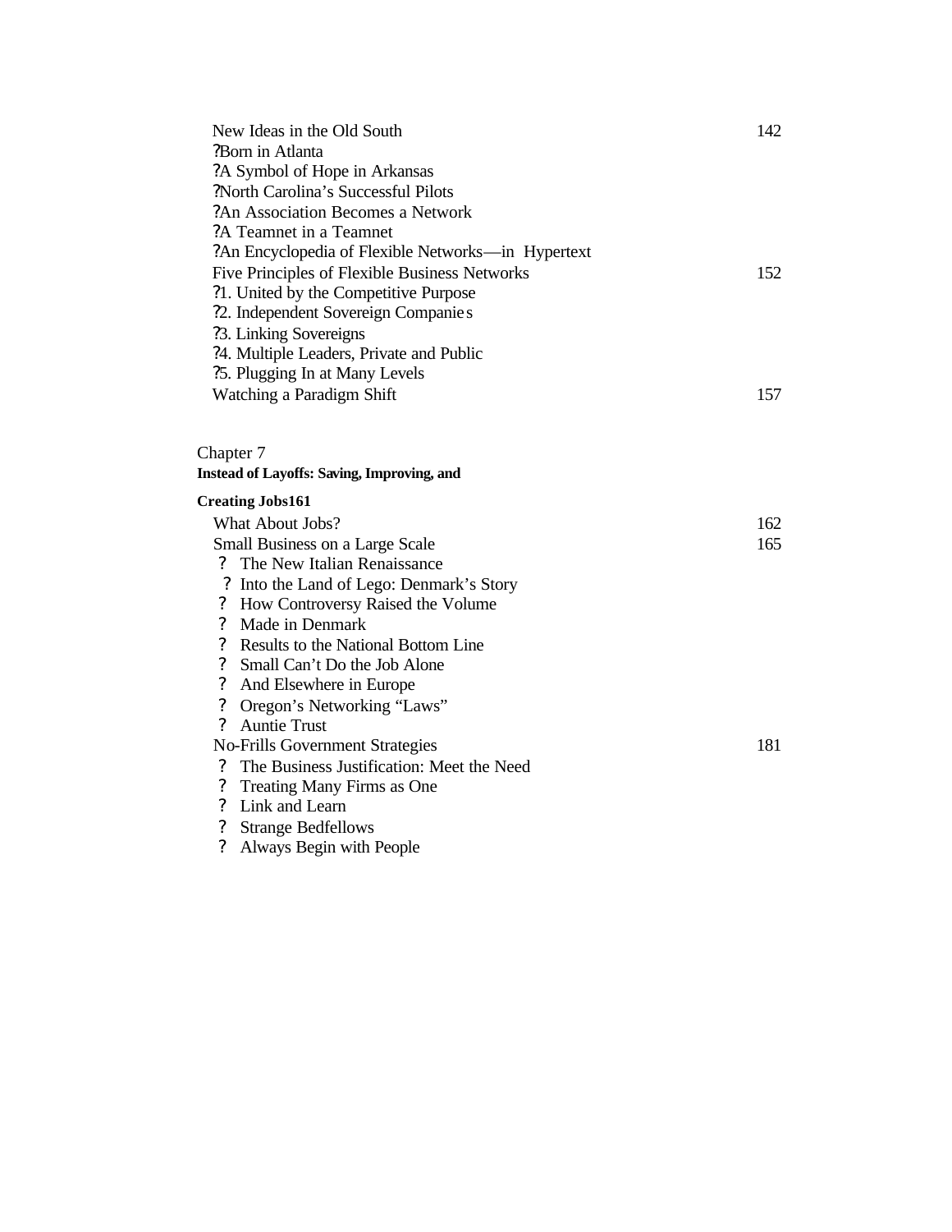New Ideas in the Old South 142

?Born in Atlanta

?A Symbol of Hope in Arkansas

?North Carolina's Successful Pilots

?An Association Becomes a Network

?A Teamnet in a Teamnet

?An Encyclopedia of Flexible Networks—in Hypertext

Five Principles of Flexible Business Networks 152

?1. United by the Competitive Purpose

?2. Independent Sovereign Companies

?3. Linking Sovereigns

?4. Multiple Leaders, Private and Public

?5. Plugging In at Many Levels

Watching a Paradigm Shift 157

Chapter 7

**Instead of Layoffs: Saving, Improving, and Creating Jobs161**

What About Jobs? 162

Small Business on a Large Scale 165

? The New Italian Renaissance

? Into the Land of Lego: Denmark's Story

? How Controversy Raised the Volume

? Made in Denmark

? Results to the National Bottom Line

? Small Can't Do the Job Alone

? And Elsewhere in Europe

? Oregon's Networking "Laws"

? Auntie Trust

No-Frills Government Strategies 181

? The Business Justification: Meet the Need

? Treating Many Firms as One

? Link and Learn

? Strange Bedfellows

? Always Begin with People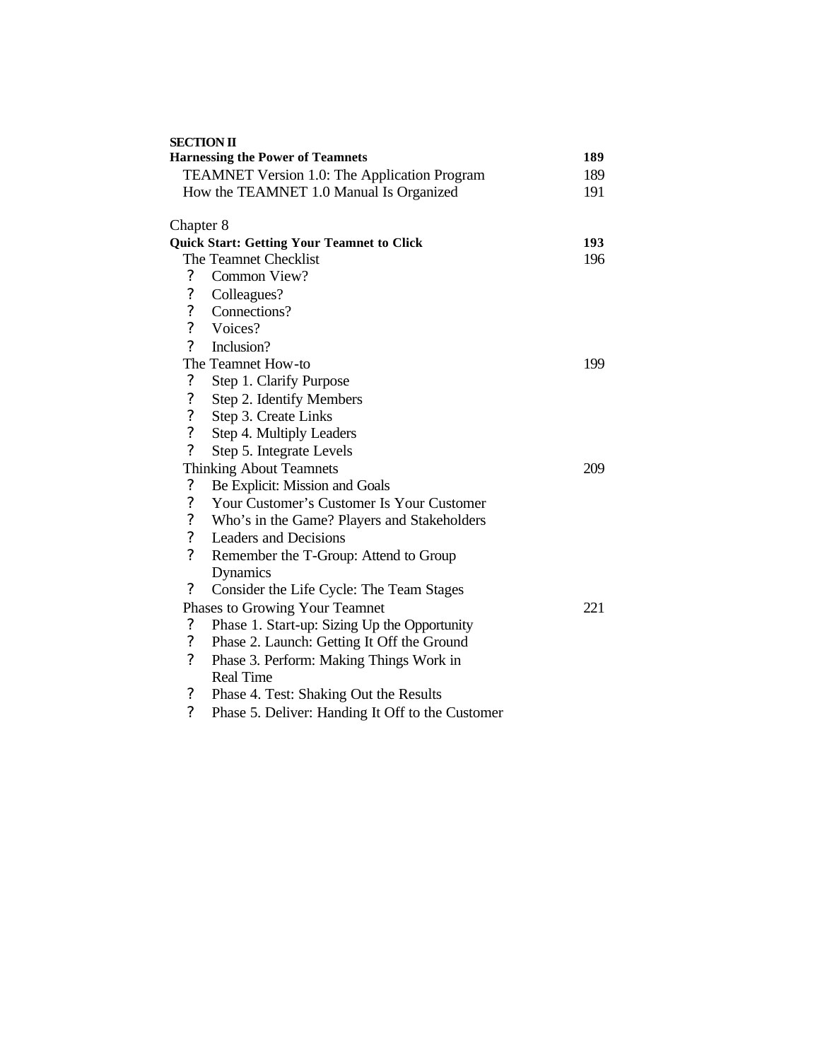**SECTION II**

**Harnessing the Power of Teamnets** **189**

TEAMNET Version 1.0: The Application Program 189

How the TEAMNET 1.0 Manual Is Organized 191

Chapter 8

**Quick Start: Getting Your Teamnet to Click** **193**

The Teamnet Checklist 196

- ? Common View?
- ? Colleagues?
- ? Connections?
- ? Voices?
- ? Inclusion?

The Teamnet How-to 199

- ? Step 1. Clarify Purpose
- ? Step 2. Identify Members
- ? Step 3. Create Links
- ? Step 4. Multiply Leaders
- ? Step 5. Integrate Levels

Thinking About Teamnets 209

- ? Be Explicit: Mission and Goals
- ? Your Customer's Customer Is Your Customer
- ? Who's in the Game? Players and Stakeholders
- ? Leaders and Decisions
- ? Remember the T-Group: Attend to Group Dynamics
- ? Consider the Life Cycle: The Team Stages

Phases to Growing Your Teamnet 221

- ? Phase 1. Start-up: Sizing Up the Opportunity
- ? Phase 2. Launch: Getting It Off the Ground
- ? Phase 3. Perform: Making Things Work in Real Time
- ? Phase 4. Test: Shaking Out the Results
- ? Phase 5. Deliver: Handing It Off to the Customer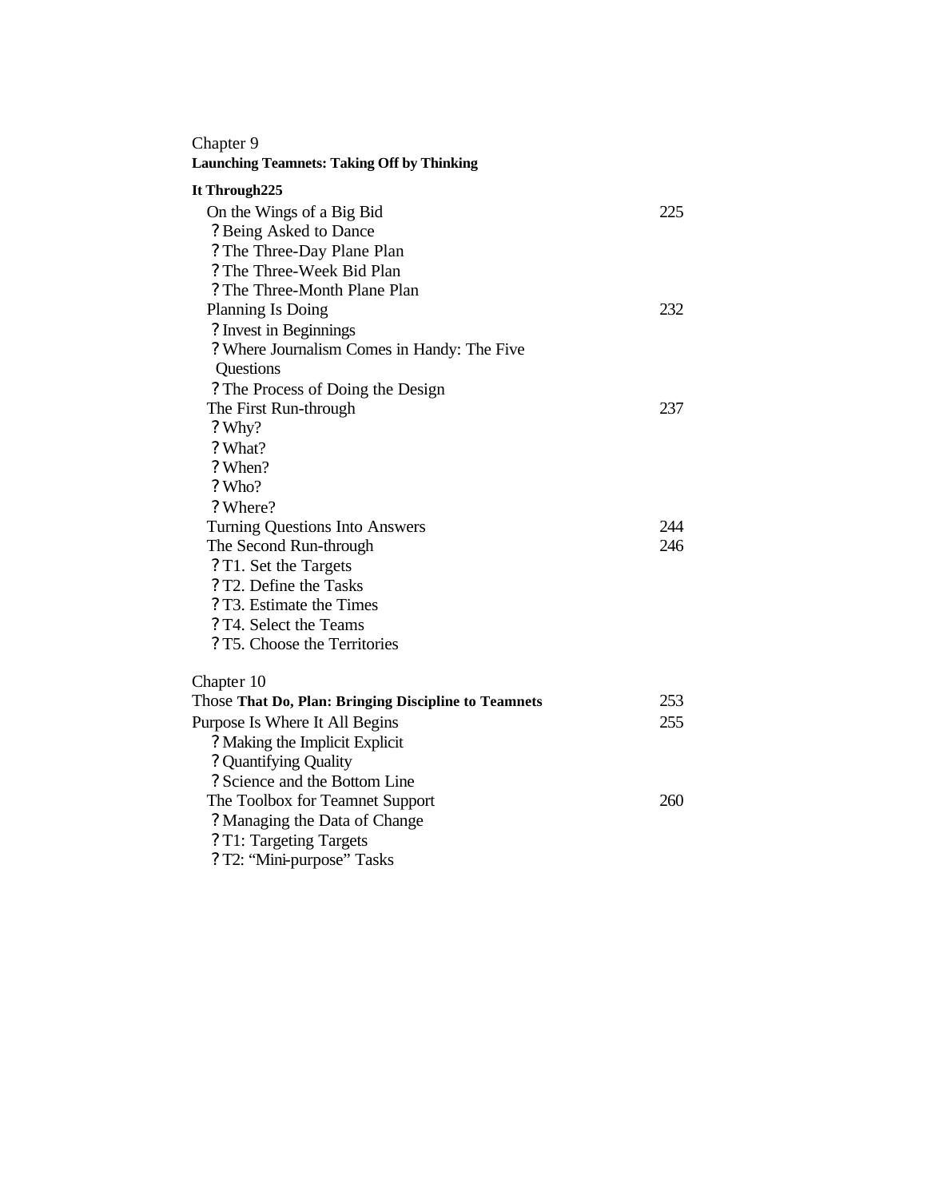Chapter 9
**Launching Teamnets: Taking Off by Thinking**

**It Through225**

- On the Wings of a Big Bid 225
  - ? Being Asked to Dance
  - ? The Three-Day Plane Plan
  - ? The Three-Week Bid Plan
  - ? The Three-Month Plane Plan
- Planning Is Doing 232
  - ? Invest in Beginnings
  - ? Where Journalism Comes in Handy: The Five Questions
  - ? The Process of Doing the Design
- The First Run-through 237
  - ? Why?
  - ? What?
  - ? When?
  - ? Who?
  - ? Where?
- Turning Questions Into Answers 244
- The Second Run-through 246
  - ? T1. Set the Targets
  - ? T2. Define the Tasks
  - ? T3. Estimate the Times
  - ? T4. Select the Teams
  - ? T5. Choose the Territories

Chapter 10
Those **That Do, Plan: Bringing Discipline to Teamnets** 253

Purpose Is Where It All Begins 255
- ? Making the Implicit Explicit
- ? Quantifying Quality
- ? Science and the Bottom Line
- The Toolbox for Teamnet Support 260
  - ? Managing the Data of Change
  - ? T1: Targeting Targets
  - ? T2: "Mini-purpose" Tasks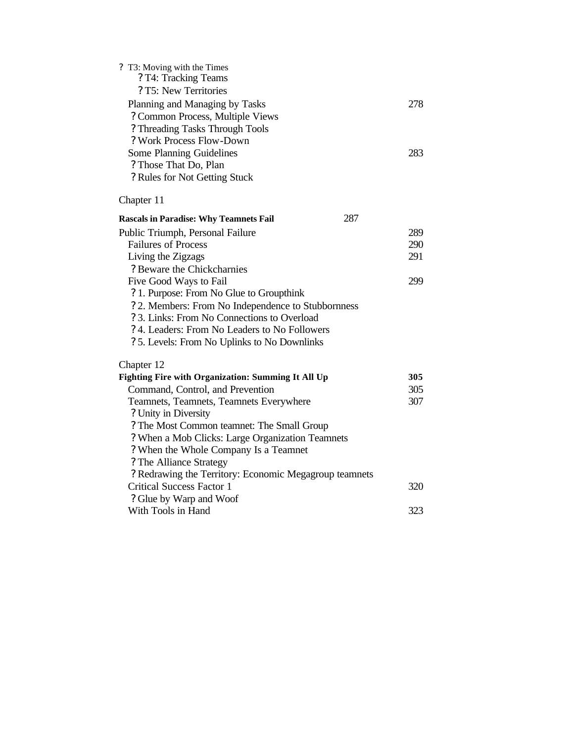? T3: Moving with the Times
? T4: Tracking Teams
? T5: New Territories

Planning and Managing by Tasks 278

? Common Process, Multiple Views
? Threading Tasks Through Tools
? Work Process Flow-Down

Some Planning Guidelines 283

? Those That Do, Plan
? Rules for Not Getting Stuck

Chapter 11

**Rascals in Paradise: Why Teamnets Fail** 287

Public Triumph, Personal Failure 289

Failures of Process 290

Living the Zigzags 291

? Beware the Chickcharnies

Five Good Ways to Fail 299

? 1. Purpose: From No Glue to Groupthink
? 2. Members: From No Independence to Stubbornness
? 3. Links: From No Connections to Overload
? 4. Leaders: From No Leaders to No Followers
? 5. Levels: From No Uplinks to No Downlinks

Chapter 12

**Fighting Fire with Organization: Summing It All Up** **305**

Command, Control, and Prevention 305

Teamnets, Teamnets, Teamnets Everywhere 307

? Unity in Diversity
? The Most Common teamnet: The Small Group
? When a Mob Clicks: Large Organization Teamnets
? When the Whole Company Is a Teamnet
? The Alliance Strategy
? Redrawing the Territory: Economic Megagroup teamnets

Critical Success Factor 1 320

? Glue by Warp and Woof

With Tools in Hand 323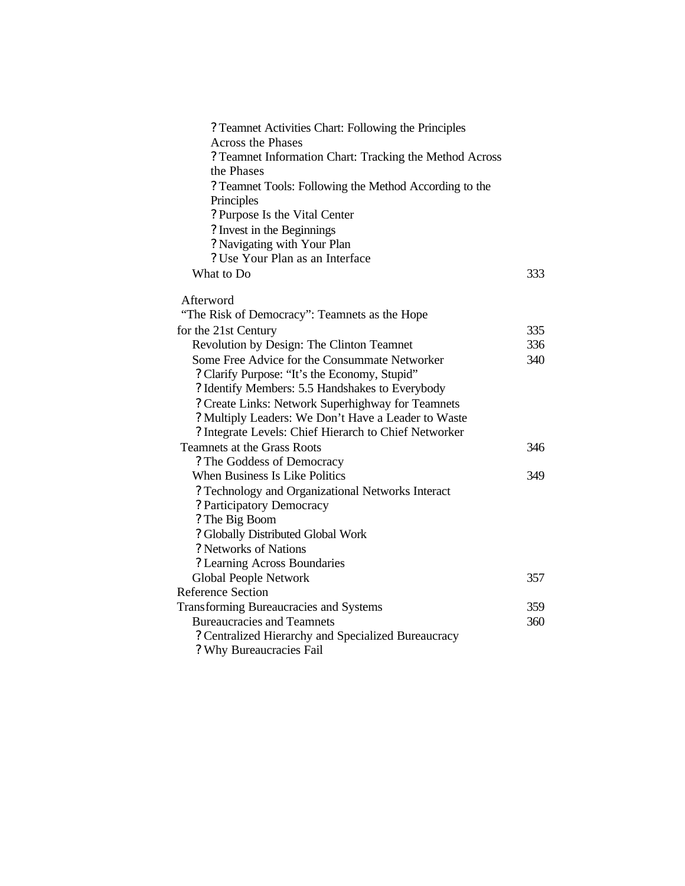? Teamnet Activities Chart: Following the Principles Across the Phases
? Teamnet Information Chart: Tracking the Method Across the Phases
? Teamnet Tools: Following the Method According to the Principles
? Purpose Is the Vital Center
? Invest in the Beginnings
? Navigating with Your Plan
? Use Your Plan as an Interface

What to Do 333

Afterword
"The Risk of Democracy": Teamnets as the Hope for the 21st Century 335

Revolution by Design: The Clinton Teamnet 336

Some Free Advice for the Consummate Networker 340

? Clarify Purpose: "It's the Economy, Stupid"
? Identify Members: 5.5 Handshakes to Everybody
? Create Links: Network Superhighway for Teamnets
? Multiply Leaders: We Don't Have a Leader to Waste
? Integrate Levels: Chief Hierarch to Chief Networker

Teamnets at the Grass Roots 346

? The Goddess of Democracy

When Business Is Like Politics 349

? Technology and Organizational Networks Interact
? Participatory Democracy
? The Big Boom
? Globally Distributed Global Work
? Networks of Nations
? Learning Across Boundaries

Global People Network 357

Reference Section
Transforming Bureaucracies and Systems 359

Bureaucracies and Teamnets 360

? Centralized Hierarchy and Specialized Bureaucracy
? Why Bureaucracies Fail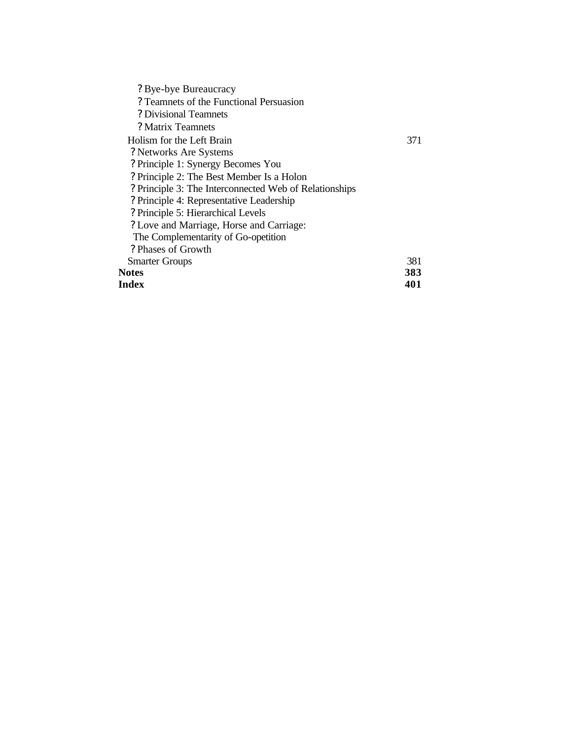- ? Bye-bye Bureaucracy
- ? Teamnets of the Functional Persuasion
- ? Divisional Teamnets
- ? Matrix Teamnets

Holism for the Left Brain 371

- ? Networks Are Systems
- ? Principle 1: Synergy Becomes You
- ? Principle 2: The Best Member Is a Holon
- ? Principle 3: The Interconnected Web of Relationships
- ? Principle 4: Representative Leadership
- ? Principle 5: Hierarchical Levels
- ? Love and Marriage, Horse and Carriage: The Complementarity of Go-opetition
- ? Phases of Growth

Smarter Groups 381

**Notes 383**

**Index 401**